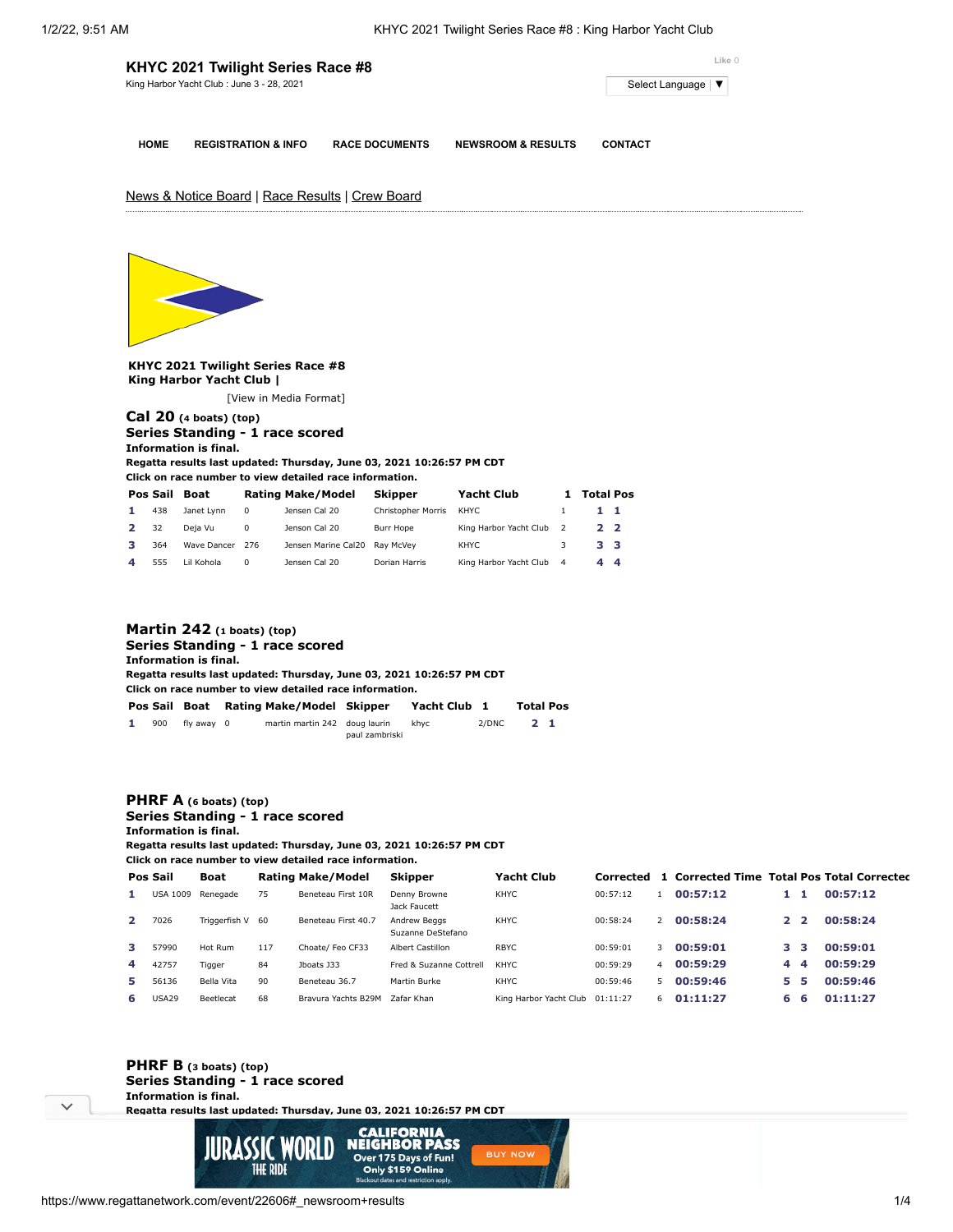# KHYC 2021 Twilight Series Race #8

King Harbor Yacht Club : June 3 - 28, 2021

Like 0

Select Language ▼

HOME | REGISTRATION & INFO | RACE DOCUMENTS | NEWSROOM & RESULTS | CONTACT

News & Notice Board | Race Results | Crew Board

**KHYC 2021 Twilight Series Race #8**
**King Harbor Yacht Club |**

[View in Media Format]

## Cal 20 (4 boats) (top)

**Series Standing - 1 race scored**
**Information is final.**
**Regatta results last updated: Thursday, June 03, 2021 10:26:57 PM CDT**
**Click on race number to view detailed race information.**

| Pos | Sail | Boat | Rating | Make/Model | Skipper | Yacht Club | 1 | Total | Pos |
|---|---|---|---|---|---|---|---|---|---|
| 1 | 438 | Janet Lynn | 0 | Jensen Cal 20 | Christopher Morris | KHYC | 1 | 1 | 1 |
| 2 | 32 | Deja Vu | 0 | Jenson Cal 20 | Burr Hope | King Harbor Yacht Club | 2 | 2 | 2 |
| 3 | 364 | Wave Dancer | 276 | Jensen Marine Cal20 | Ray McVey | KHYC | 3 | 3 | 3 |
| 4 | 555 | Lil Kohola | 0 | Jensen Cal 20 | Dorian Harris | King Harbor Yacht Club | 4 | 4 | 4 |

## Martin 242 (1 boats) (top)

**Series Standing - 1 race scored**
**Information is final.**
**Regatta results last updated: Thursday, June 03, 2021 10:26:57 PM CDT**
**Click on race number to view detailed race information.**

| Pos | Sail | Boat | Rating | Make/Model | Skipper | Yacht Club | 1 | Total | Pos |
|---|---|---|---|---|---|---|---|---|---|
| 1 | 900 | fly away | 0 | martin martin 242 | doug laurin paul zambriski | khyc | 2/DNC | 2 | 1 |

## PHRF A (6 boats) (top)

**Series Standing - 1 race scored**
**Information is final.**
**Regatta results last updated: Thursday, June 03, 2021 10:26:57 PM CDT**
**Click on race number to view detailed race information.**

| Pos | Sail | Boat | Rating | Make/Model | Skipper | Yacht Club | Corrected | 1 | Corrected Time | Total | Pos | Total Corrected |
|---|---|---|---|---|---|---|---|---|---|---|---|---|
| 1 | USA 1009 | Renegade | 75 | Beneteau First 10R | Denny Browne Jack Faucett | KHYC | 00:57:12 | 1 | 00:57:12 | 1 | 1 | 00:57:12 |
| 2 | 7026 | Triggerfish V | 60 | Beneteau First 40.7 | Andrew Beggs Suzanne DeStefano | KHYC | 00:58:24 | 2 | 00:58:24 | 2 | 2 | 00:58:24 |
| 3 | 57990 | Hot Rum | 117 | Choate/ Feo CF33 | Albert Castillon | RBYC | 00:59:01 | 3 | 00:59:01 | 3 | 3 | 00:59:01 |
| 4 | 42757 | Tigger | 84 | Jboats J33 | Fred & Suzanne Cottrell | KHYC | 00:59:29 | 4 | 00:59:29 | 4 | 4 | 00:59:29 |
| 5 | 56136 | Bella Vita | 90 | Beneteau 36.7 | Martin Burke | KHYC | 00:59:46 | 5 | 00:59:46 | 5 | 5 | 00:59:46 |
| 6 | USA29 | Beetlecat | 68 | Bravura Yachts B29M | Zafar Khan | King Harbor Yacht Club | 01:11:27 | 6 | 01:11:27 | 6 | 6 | 01:11:27 |

## PHRF B (3 boats) (top)

**Series Standing - 1 race scored**
**Information is final.**
**Regatta results last updated: Thursday, June 03, 2021 10:26:57 PM CDT**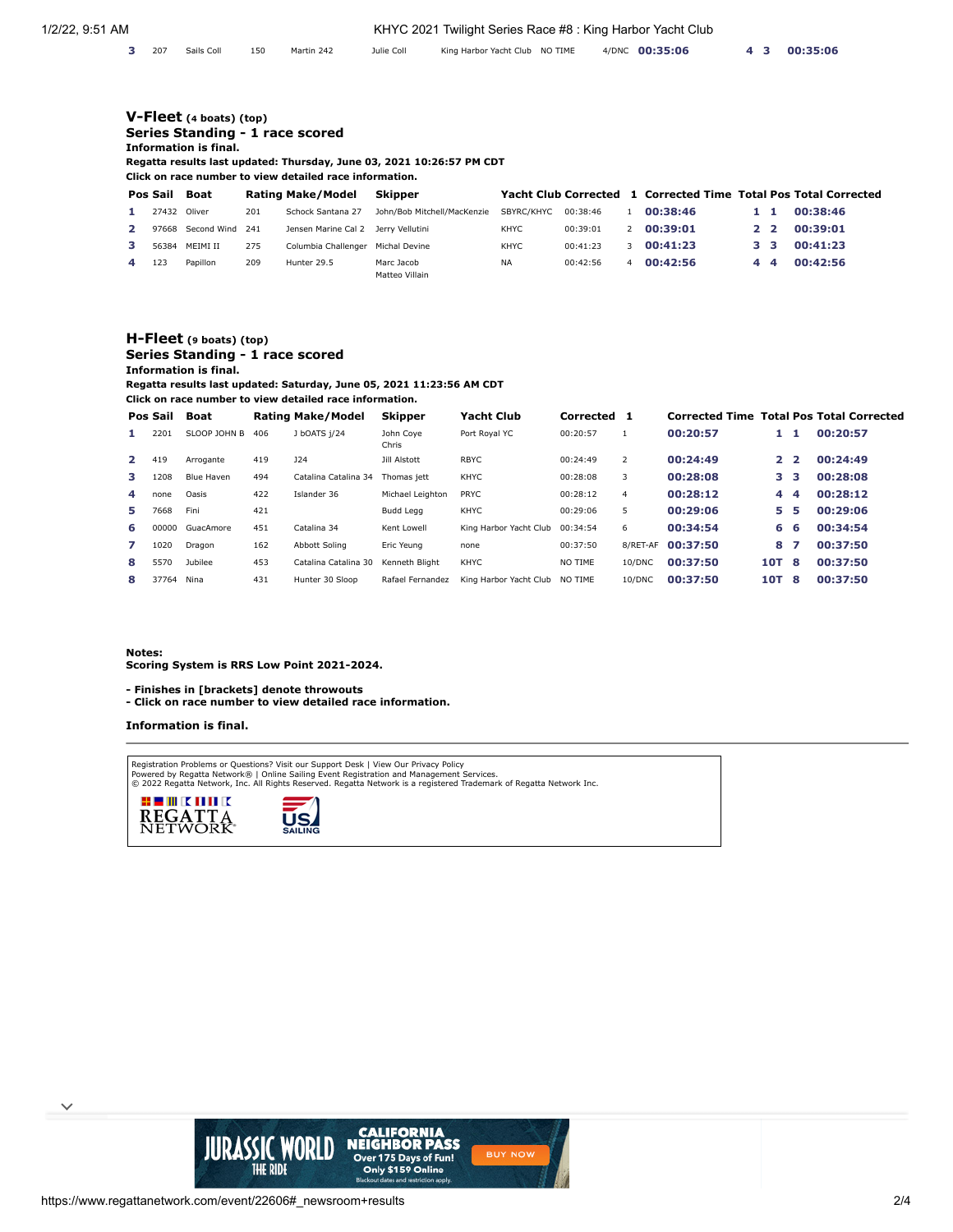| 3 | 207 | Sails Coll | 150 | Martin 242 | Julie Coll | King Harbor Yacht Club | NO TIME | 4/DNC | 00:35:06 | 4 | 3 | 00:35:06 |
|---|---|---|---|---|---|---|---|---|---|---|---|---|

## V-Fleet (4 boats) (top)

**Series Standing - 1 race scored**

**Information is final.**

**Regatta results last updated: Thursday, June 03, 2021 10:26:57 PM CDT**

**Click on race number to view detailed race information.**

| Pos | Sail | Boat | Rating | Make/Model | Skipper | Yacht Club | Corrected | 1 | Corrected Time | Total | Pos | Total Corrected |
|---|---|---|---|---|---|---|---|---|---|---|---|---|
| 1 | 27432 | Oliver | 201 | Schock Santana 27 | John/Bob Mitchell/MacKenzie | SBYRC/KHYC | 00:38:46 | 1 | 00:38:46 | 1 | 1 | 00:38:46 |
| 2 | 97668 | Second Wind | 241 | Jensen Marine Cal 2 | Jerry Vellutini | KHYC | 00:39:01 | 2 | 00:39:01 | 2 | 2 | 00:39:01 |
| 3 | 56384 | MEIMI II | 275 | Columbia Challenger | Michal Devine | KHYC | 00:41:23 | 3 | 00:41:23 | 3 | 3 | 00:41:23 |
| 4 | 123 | Papillon | 209 | Hunter 29.5 | Marc Jacob Matteo Villain | NA | 00:42:56 | 4 | 00:42:56 | 4 | 4 | 00:42:56 |

## H-Fleet (9 boats) (top)

**Series Standing - 1 race scored**

**Information is final.**

**Regatta results last updated: Saturday, June 05, 2021 11:23:56 AM CDT**

**Click on race number to view detailed race information.**

| Pos | Sail | Boat | Rating | Make/Model | Skipper | Yacht Club | Corrected | 1 | Corrected Time | Total | Pos | Total Corrected |
|---|---|---|---|---|---|---|---|---|---|---|---|---|
| 1 | 2201 | SLOOP JOHN B | 406 | J bOATS j/24 | John Coye Chris | Port Royal YC | 00:20:57 | 1 | 00:20:57 | 1 | 1 | 00:20:57 |
| 2 | 419 | Arrogante | 419 | J24 | Jill Alstott | RBYC | 00:24:49 | 2 | 00:24:49 | 2 | 2 | 00:24:49 |
| 3 | 1208 | Blue Haven | 494 | Catalina Catalina 34 | Thomas jett | KHYC | 00:28:08 | 3 | 00:28:08 | 3 | 3 | 00:28:08 |
| 4 | none | Oasis | 422 | Islander 36 | Michael Leighton | PRYC | 00:28:12 | 4 | 00:28:12 | 4 | 4 | 00:28:12 |
| 5 | 7668 | Fini | 421 | | Budd Legg | KHYC | 00:29:06 | 5 | 00:29:06 | 5 | 5 | 00:29:06 |
| 6 | 00000 | GuacAmore | 451 | Catalina 34 | Kent Lowell | King Harbor Yacht Club | 00:34:54 | 6 | 00:34:54 | 6 | 6 | 00:34:54 |
| 7 | 1020 | Dragon | 162 | Abbott Soling | Eric Yeung | none | 00:37:50 | 8/RET-AF | 00:37:50 | 8 | 7 | 00:37:50 |
| 8 | 5570 | Jubilee | 453 | Catalina Catalina 30 | Kenneth Blight | KHYC | NO TIME | 10/DNC | 00:37:50 | 10T | 8 | 00:37:50 |
| 8 | 37764 | Nina | 431 | Hunter 30 Sloop | Rafael Fernandez | King Harbor Yacht Club | NO TIME | 10/DNC | 00:37:50 | 10T | 8 | 00:37:50 |

**Notes:**
**Scoring System is RRS Low Point 2021-2024.**

**- Finishes in [brackets] denote throwouts**
**- Click on race number to view detailed race information.**

**Information is final.**

Registration Problems or Questions? Visit our Support Desk | View Our Privacy Policy
Powered by Regatta Network® | Online Sailing Event Registration and Management Services.
© 2022 Regatta Network, Inc. All Rights Reserved. Regatta Network is a registered Trademark of Regatta Network Inc.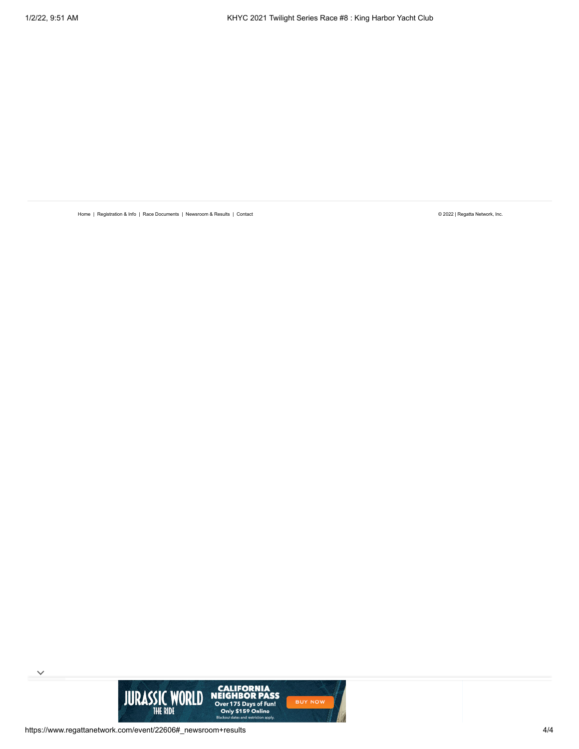Home | Registration & Info | Race Documents | Newsroom & Results | Contact

© 2022 | Regatta Network, Inc.